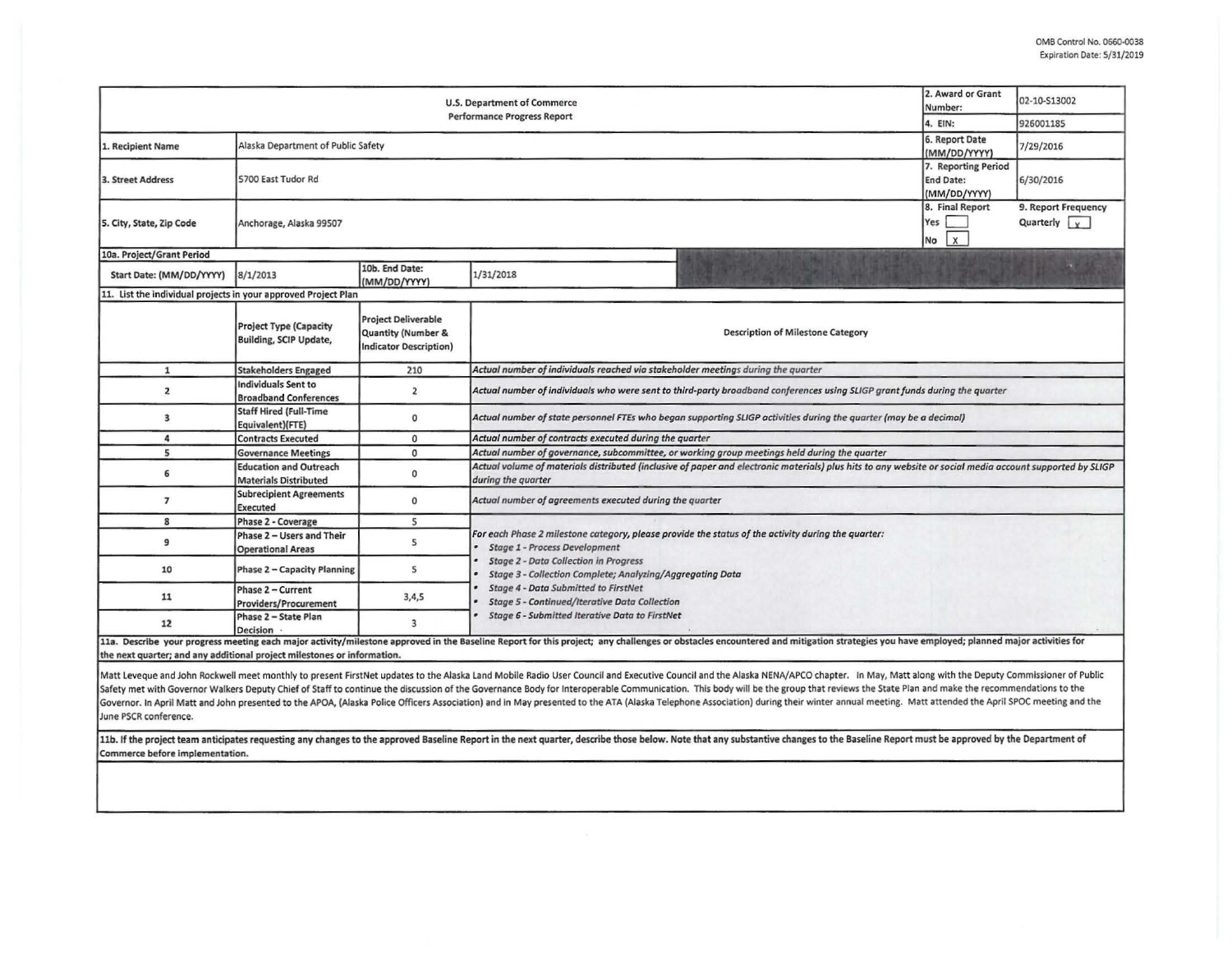OMB Control No. 0660-0038
Expiration Date: 5/31/2019

| U.S. Department of Commerce<br>Performance Progress Report | | | 2. Award or Grant Number: | 02-10-S13002 |
|---|---|---|---|---|
| | | | 4. EIN: | 926001185 |
| 1. Recipient Name | Alaska Department of Public Safety | | 6. Report Date (MM/DD/YYYY) | 7/29/2016 |
| 3. Street Address | 5700 East Tudor Rd | | 7. Reporting Period End Date: (MM/DD/YYYY) | 6/30/2016 |
| 5. City, State, Zip Code | Anchorage, Alaska 99507 | | 8. Final Report<br>Yes [ ]<br>No [X] | 9. Report Frequency<br>Quarterly [x] |

**10a. Project/Grant Period**

| Start Date: (MM/DD/YYYY) | 8/1/2013 | 10b. End Date: (MM/DD/YYYY) | 1/31/2018 |
|---|---|---|---|

**11. List the individual projects in your approved Project Plan**

| | Project Type (Capacity Building, SCIP Update, | Project Deliverable Quantity (Number & Indicator Description) | Description of Milestone Category |
|---|---|---|---|
| 1 | Stakeholders Engaged | 210 | *Actual number of individuals reached via stakeholder meetings during the quarter* |
| 2 | Individuals Sent to Broadband Conferences | 2 | *Actual number of individuals who were sent to third-party broadband conferences using SLIGP grant funds during the quarter* |
| 3 | Staff Hired (Full-Time Equivalent)(FTE) | 0 | *Actual number of state personnel FTEs who began supporting SLIGP activities during the quarter (may be a decimal)* |
| 4 | Contracts Executed | 0 | *Actual number of contracts executed during the quarter* |
| 5 | Governance Meetings | 0 | *Actual number of governance, subcommittee, or working group meetings held during the quarter* |
| 6 | Education and Outreach Materials Distributed | 0 | *Actual volume of materials distributed (inclusive of paper and electronic materials) plus hits to any website or social media account supported by SLIGP during the quarter* |
| 7 | Subrecipient Agreements Executed | 0 | *Actual number of agreements executed during the quarter* |
| 8 | Phase 2 - Coverage | 5 | *For each Phase 2 milestone category, please provide the status of the activity during the quarter:*<br>• *Stage 1 - Process Development*<br>• *Stage 2 - Data Collection in Progress*<br>• *Stage 3 - Collection Complete; Analyzing/Aggregating Data*<br>• *Stage 4 - Data Submitted to FirstNet*<br>• *Stage 5 - Continued/Iterative Data Collection*<br>• *Stage 6 - Submitted Iterative Data to FirstNet* |
| 9 | Phase 2 – Users and Their Operational Areas | 5 | |
| 10 | Phase 2 – Capacity Planning | 5 | |
| 11 | Phase 2 – Current Providers/Procurement | 3,4,5 | |
| 12 | Phase 2 – State Plan Decision | 3 | |

**11a. Describe your progress meeting each major activity/milestone approved in the Baseline Report for this project; any challenges or obstacles encountered and mitigation strategies you have employed; planned major activities for the next quarter; and any additional project milestones or information.**

Matt Leveque and John Rockwell meet monthly to present FirstNet updates to the Alaska Land Mobile Radio User Council and Executive Council and the Alaska NENA/APCO chapter. In May, Matt along with the Deputy Commissioner of Public Safety met with Governor Walkers Deputy Chief of Staff to continue the discussion of the Governance Body for Interoperable Communication. This body will be the group that reviews the State Plan and make the recommendations to the Governor. In April Matt and John presented to the APOA, (Alaska Police Officers Association) and in May presented to the ATA (Alaska Telephone Association) during their winter annual meeting. Matt attended the April SPOC meeting and the June PSCR conference.

**11b. If the project team anticipates requesting any changes to the approved Baseline Report in the next quarter, describe those below. Note that any substantive changes to the Baseline Report must be approved by the Department of Commerce before implementation.**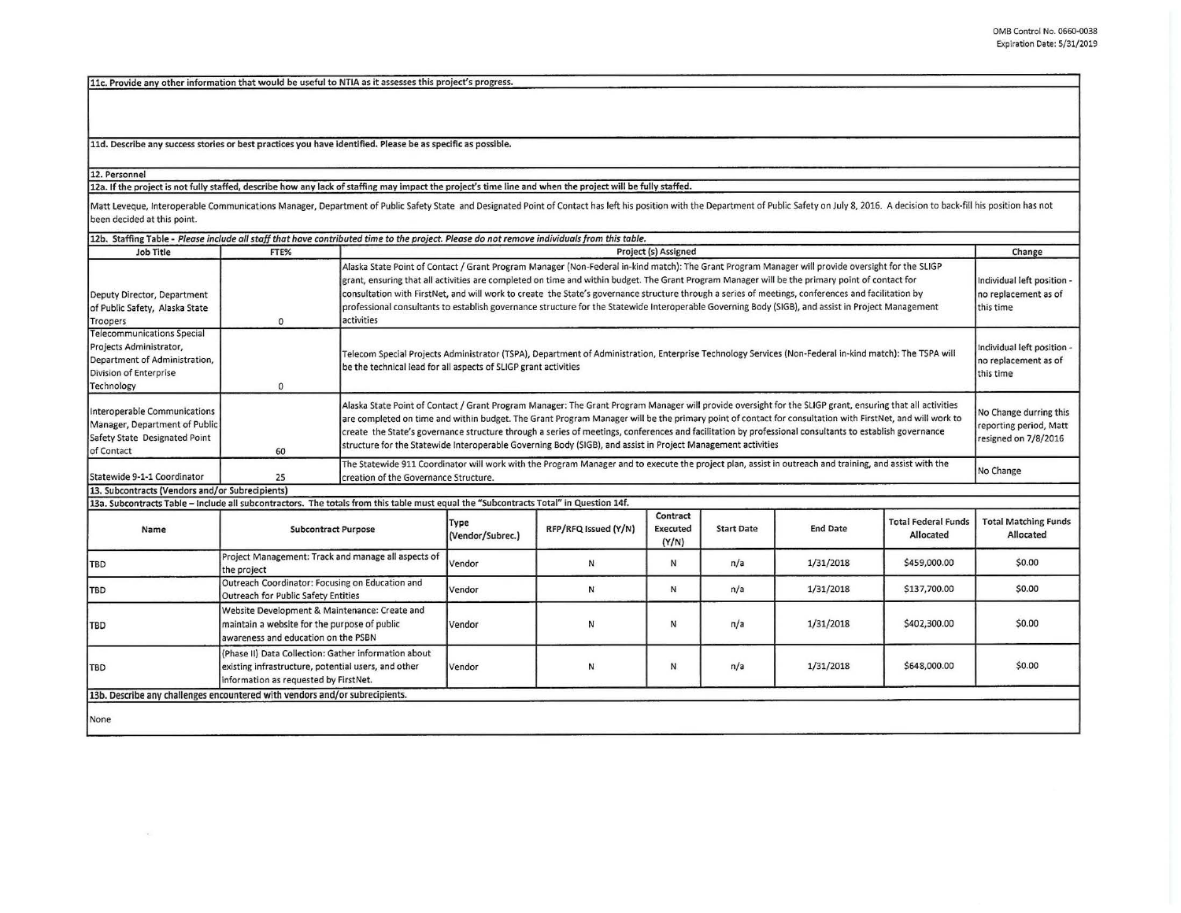**11c. Provide any other information that would be useful to NTIA as it assesses this project's progress.**

**11d. Describe any success stories or best practices you have identified. Please be as specific as possible.**

**12. Personnel**

**12a. If the project is not fully staffed, describe how any lack of staffing may impact the project's time line and when the project will be fully staffed.**

Matt Leveque, Interoperable Communications Manager, Department of Public Safety State and Designated Point of Contact has left his position with the Department of Public Safety on July 8, 2016. A decision to back-fill his position has not been decided at this point.

**12b. Staffing Table** - *Please include all staff that have contributed time to the project. Please do not remove individuals from this table.*

| Job Title | FTE% | Project (s) Assigned | Change |
|---|---|---|---|
| Deputy Director, Department of Public Safety, Alaska State Troopers | 0 | Alaska State Point of Contact / Grant Program Manager (Non-Federal in-kind match): The Grant Program Manager will provide oversight for the SLIGP grant, ensuring that all activities are completed on time and within budget. The Grant Program Manager will be the primary point of contact for consultation with FirstNet, and will work to create the State's governance structure through a series of meetings, conferences and facilitation by professional consultants to establish governance structure for the Statewide Interoperable Governing Body (SIGB), and assist in Project Management activities | Individual left position - no replacement as of this time |
| Telecommunications Special Projects Administrator, Department of Administration, Division of Enterprise Technology | 0 | Telecom Special Projects Administrator (TSPA), Department of Administration, Enterprise Technology Services (Non-Federal in-kind match): The TSPA will be the technical lead for all aspects of SLIGP grant activities | Individual left position - no replacement as of this time |
| Interoperable Communications Manager, Department of Public Safety State Designated Point of Contact | 60 | Alaska State Point of Contact / Grant Program Manager: The Grant Program Manager will provide oversight for the SLIGP grant, ensuring that all activities are completed on time and within budget. The Grant Program Manager will be the primary point of contact for consultation with FirstNet, and will work to create the State's governance structure through a series of meetings, conferences and facilitation by professional consultants to establish governance structure for the Statewide Interoperable Governing Body (SIGB), and assist in Project Management activities | No Change durring this reporting period, Matt resigned on 7/8/2016 |
| Statewide 9-1-1 Coordinator | 25 | The Statewide 911 Coordinator will work with the Program Manager and to execute the project plan, assist in outreach and training, and assist with the creation of the Governance Structure. | No Change |

**13. Subcontracts (Vendors and/or Subrecipients)**

**13a. Subcontracts Table – Include all subcontractors. The totals from this table must equal the "Subcontracts Total" in Question 14f.**

| Name | Subcontract Purpose | Type (Vendor/Subrec.) | RFP/RFQ Issued (Y/N) | Contract Executed (Y/N) | Start Date | End Date | Total Federal Funds Allocated | Total Matching Funds Allocated |
|---|---|---|---|---|---|---|---|---|
| TBD | Project Management: Track and manage all aspects of the project | Vendor | N | N | n/a | 1/31/2018 | $459,000.00 | $0.00 |
| TBD | Outreach Coordinator: Focusing on Education and Outreach for Public Safety Entities | Vendor | N | N | n/a | 1/31/2018 | $137,700.00 | $0.00 |
| TBD | Website Development & Maintenance: Create and maintain a website for the purpose of public awareness and education on the PSBN | Vendor | N | N | n/a | 1/31/2018 | $402,300.00 | $0.00 |
| TBD | (Phase II) Data Collection: Gather information about existing infrastructure, potential users, and other information as requested by FirstNet. | Vendor | N | N | n/a | 1/31/2018 | $648,000.00 | $0.00 |

**13b. Describe any challenges encountered with vendors and/or subrecipients.**

None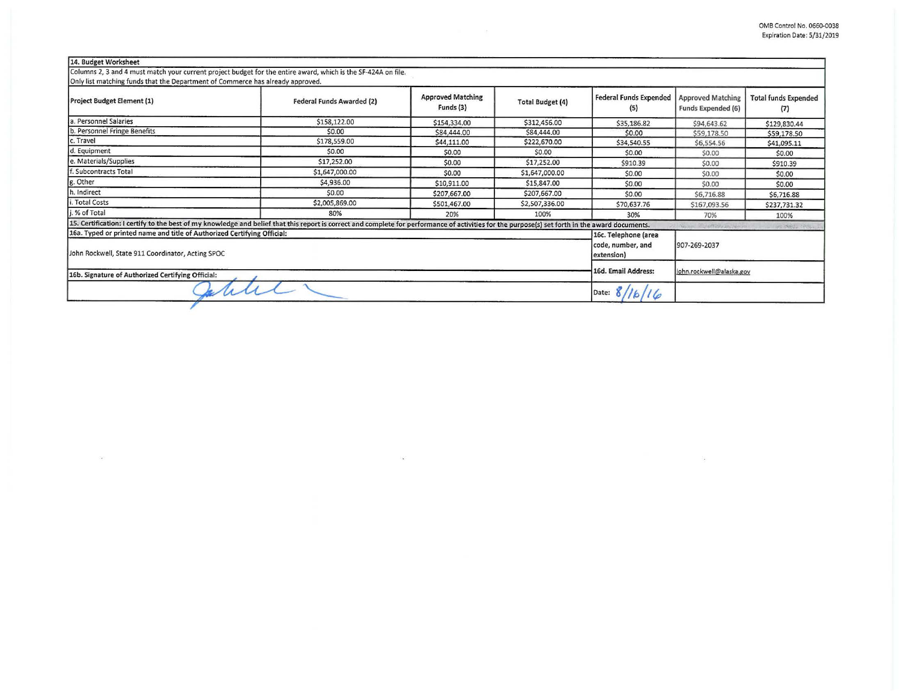OMB Control No. 0660-0038
Expiration Date: 5/31/2019

| 14. Budget Worksheet | | | | | | |
|---|---|---|---|---|---|---|
| Columns 2, 3 and 4 must match your current project budget for the entire award, which is the SF-424A on file. Only list matching funds that the Department of Commerce has already approved. | | | | | | |
| Project Budget Element (1) | Federal Funds Awarded (2) | Approved Matching Funds (3) | Total Budget (4) | Federal Funds Expended (5) | Approved Matching Funds Expended (6) | Total funds Expended (7) |
| a. Personnel Salaries | $158,122.00 | $154,334.00 | $312,456.00 | $35,186.82 | $94,643.62 | $129,830.44 |
| b. Personnel Fringe Benefits | $0.00 | $84,444.00 | $84,444.00 | $0.00 | $59,178.50 | $59,178.50 |
| c. Travel | $178,559.00 | $44,111.00 | $222,670.00 | $34,540.55 | $6,554.56 | $41,095.11 |
| d. Equipment | $0.00 | $0.00 | $0.00 | $0.00 | $0.00 | $0.00 |
| e. Materials/Supplies | $17,252.00 | $0.00 | $17,252.00 | $910.39 | $0.00 | $910.39 |
| f. Subcontracts Total | $1,647,000.00 | $0.00 | $1,647,000.00 | $0.00 | $0.00 | $0.00 |
| g. Other | $4,936.00 | $10,911.00 | $15,847.00 | $0.00 | $0.00 | $0.00 |
| h. Indirect | $0.00 | $207,667.00 | $207,667.00 | $0.00 | $6,716.88 | $6,716.88 |
| i. Total Costs | $2,005,869.00 | $501,467.00 | $2,507,336.00 | $70,637.76 | $167,093.56 | $237,731.32 |
| j. % of Total | 80% | 20% | 100% | 30% | 70% | 100% |
| 15. Certification: I certify to the best of my knowledge and belief that this report is correct and complete for performance of activities for the purpose(s) set forth in the award documents. | | | | | | |
| 16a. Typed or printed name and title of Authorized Certifying Official: John Rockwell, State 911 Coordinator, Acting SPOC | | | | 16c. Telephone (area code, number, and extension) | 907-269-2037 | |
| 16b. Signature of Authorized Certifying Official: | | | | 16d. Email Address: | john.rockwell@alaska.gov | |
| | | | | Date: 8/16/16 | | |